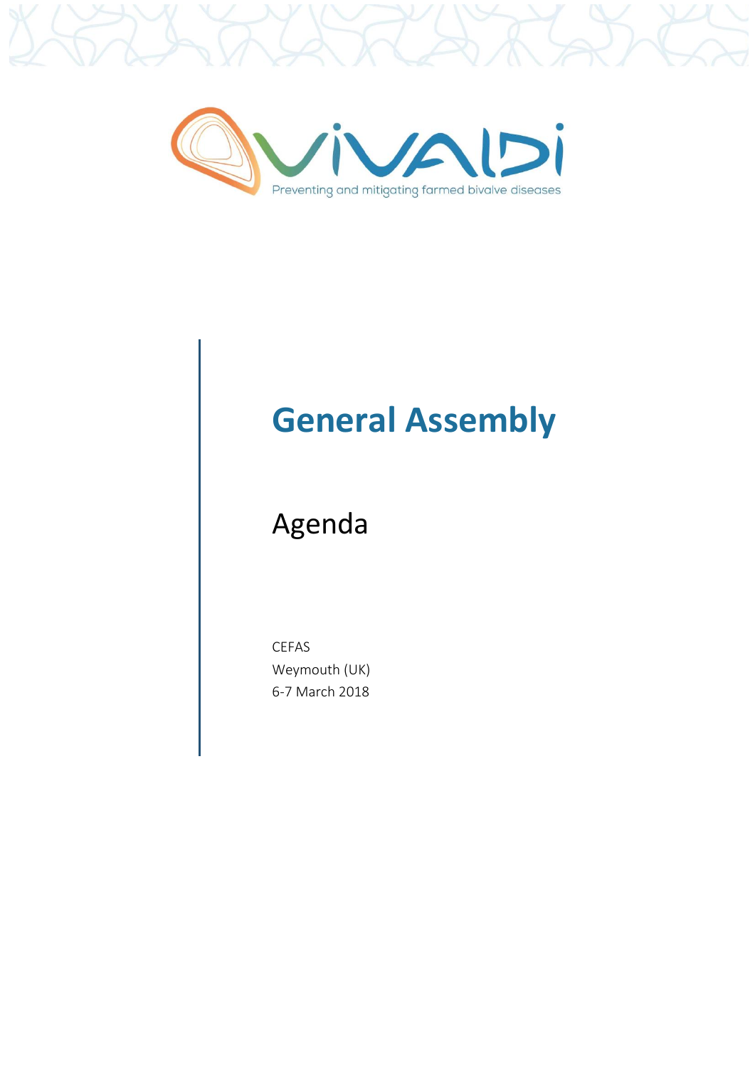VIVALDI

Preventing and mitigating farmed bivalve diseases

# General Assembly

## Agenda

CEFAS
Weymouth (UK)
6-7 March 2018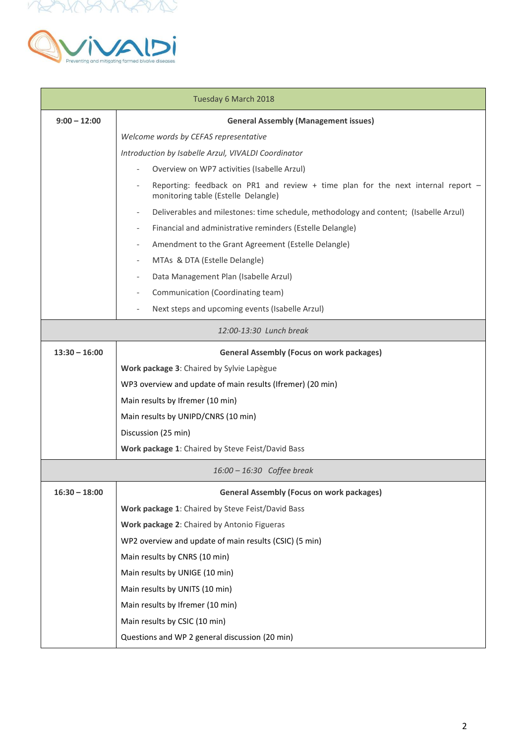| Tuesday 6 March 2018 | |
|---|---|
| **9:00 – 12:00** | **General Assembly (Management issues)**<br>*Welcome words by CEFAS representative*<br>*Introduction by Isabelle Arzul, VIVALDI Coordinator*<br>- Overview on WP7 activities (Isabelle Arzul)<br>- Reporting: feedback on PR1 and review + time plan for the next internal report – monitoring table (Estelle Delangle)<br>- Deliverables and milestones: time schedule, methodology and content; (Isabelle Arzul)<br>- Financial and administrative reminders (Estelle Delangle)<br>- Amendment to the Grant Agreement (Estelle Delangle)<br>- MTAs & DTA (Estelle Delangle)<br>- Data Management Plan (Isabelle Arzul)<br>- Communication (Coordinating team)<br>- Next steps and upcoming events (Isabelle Arzul) |
| *12:00-13:30 Lunch break* | |
| **13:30 – 16:00** | **General Assembly (Focus on work packages)**<br>**Work package 3**: Chaired by Sylvie Lapègue<br>WP3 overview and update of main results (Ifremer) (20 min)<br>Main results by Ifremer (10 min)<br>Main results by UNIPD/CNRS (10 min)<br>Discussion (25 min)<br>**Work package 1**: Chaired by Steve Feist/David Bass |
| *16:00 – 16:30 Coffee break* | |
| **16:30 – 18:00** | **General Assembly (Focus on work packages)**<br>**Work package 1**: Chaired by Steve Feist/David Bass<br>**Work package 2**: Chaired by Antonio Figueras<br>WP2 overview and update of main results (CSIC) (5 min)<br>Main results by CNRS (10 min)<br>Main results by UNIGE (10 min)<br>Main results by UNITS (10 min)<br>Main results by Ifremer (10 min)<br>Main results by CSIC (10 min)<br>Questions and WP 2 general discussion (20 min) |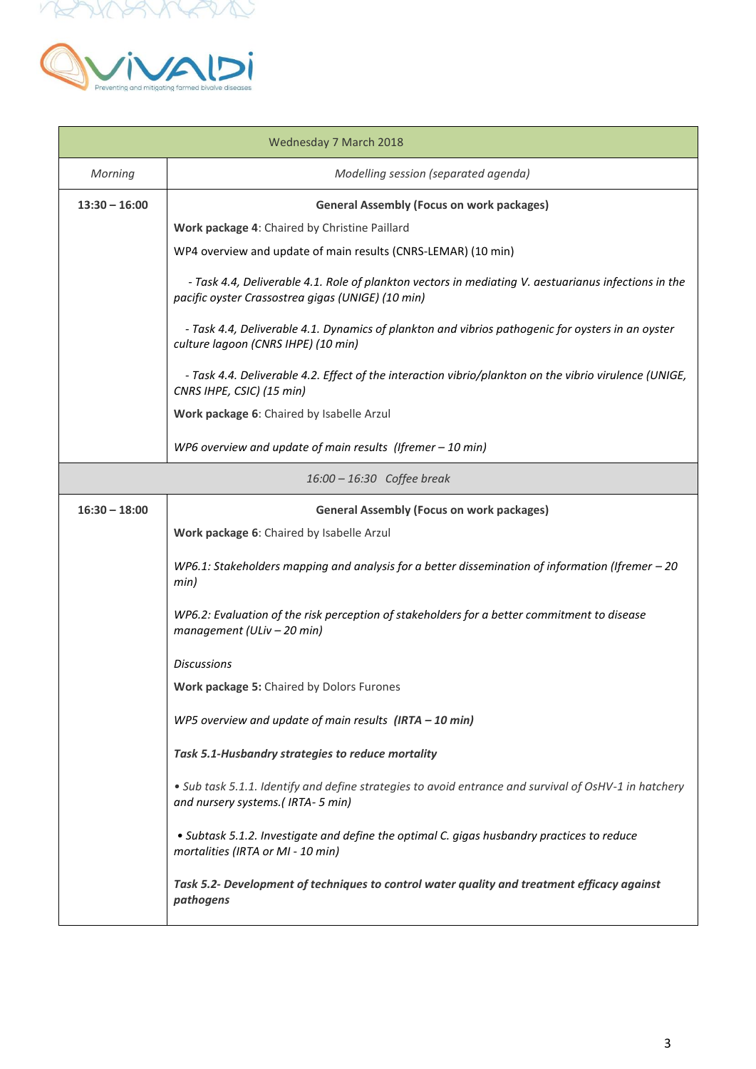| Wednesday 7 March 2018 | |
|---|---|
| *Morning* | *Modelling session (separated agenda)* |
| **13:30 – 16:00** | **General Assembly (Focus on work packages)**<br>**Work package 4**: Chaired by Christine Paillard<br>WP4 overview and update of main results (CNRS-LEMAR) (10 min)<br>*- Task 4.4, Deliverable 4.1. Role of plankton vectors in mediating V. aestuarianus infections in the pacific oyster Crassostrea gigas (UNIGE) (10 min)*<br>*- Task 4.4, Deliverable 4.1. Dynamics of plankton and vibrios pathogenic for oysters in an oyster culture lagoon (CNRS IHPE) (10 min)*<br>*- Task 4.4. Deliverable 4.2. Effect of the interaction vibrio/plankton on the vibrio virulence (UNIGE, CNRS IHPE, CSIC) (15 min)*<br>**Work package 6**: Chaired by Isabelle Arzul<br>*WP6 overview and update of main results (Ifremer – 10 min)* |
| *16:00 – 16:30 Coffee break* | |
| **16:30 – 18:00** | **General Assembly (Focus on work packages)**<br>**Work package 6**: Chaired by Isabelle Arzul<br>*WP6.1: Stakeholders mapping and analysis for a better dissemination of information (Ifremer – 20 min)*<br>*WP6.2: Evaluation of the risk perception of stakeholders for a better commitment to disease management (ULiv – 20 min)*<br>*Discussions*<br>**Work package 5:** Chaired by Dolors Furones<br>*WP5 overview and update of main results* ***(IRTA – 10 min)***<br>***Task 5.1-Husbandry strategies to reduce mortality***<br>*• Sub task 5.1.1. Identify and define strategies to avoid entrance and survival of OsHV-1 in hatchery and nursery systems.( IRTA- 5 min)*<br>*• Subtask 5.1.2. Investigate and define the optimal C. gigas husbandry practices to reduce mortalities (IRTA or MI - 10 min)*<br>***Task 5.2- Development of techniques to control water quality and treatment efficacy against pathogens*** |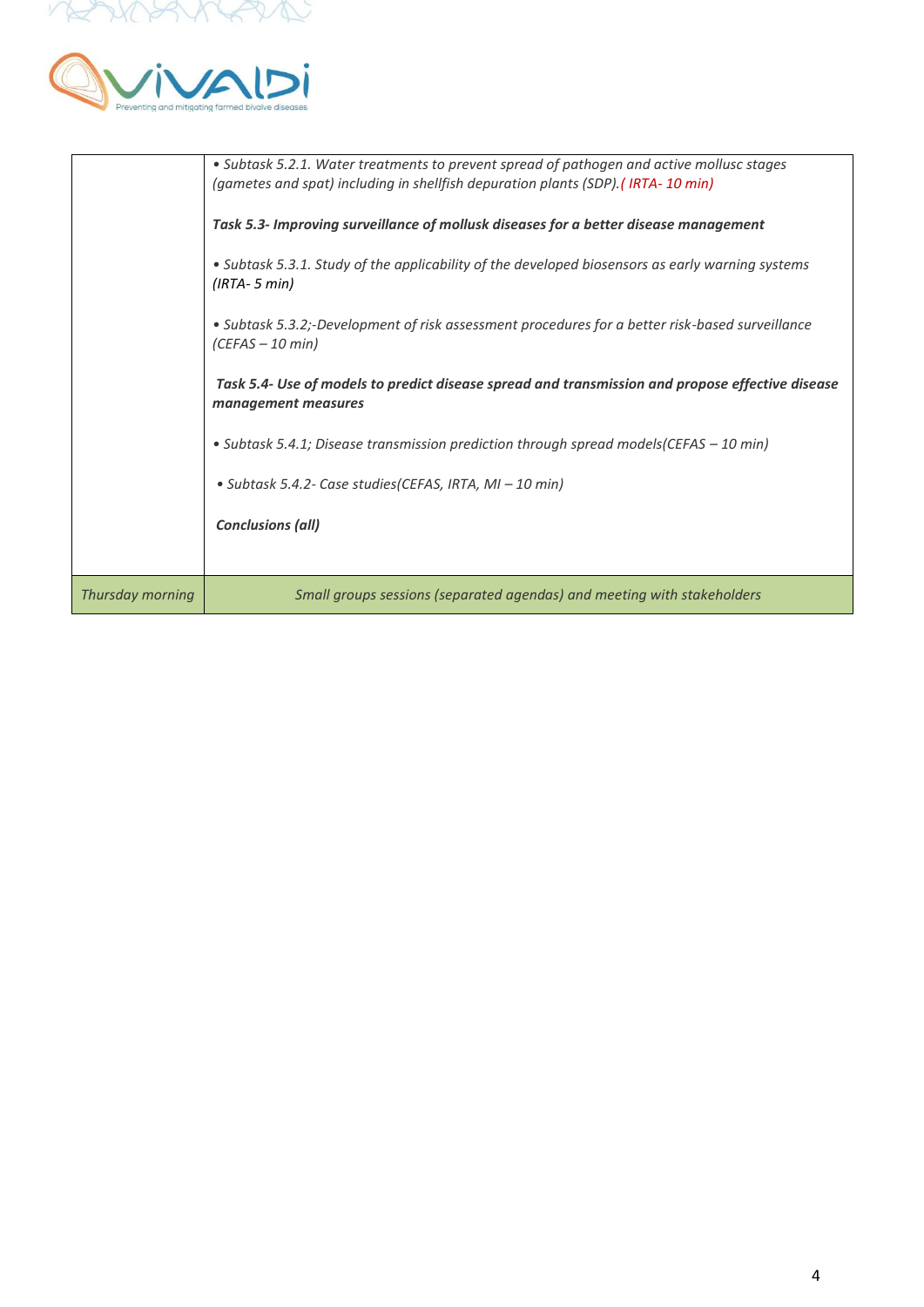|  |  |
|---|---|
|  | *• Subtask 5.2.1. Water treatments to prevent spread of pathogen and active mollusc stages (gametes and spat) including in shellfish depuration plants (SDP).( IRTA- 10 min)*<br><br>***Task 5.3- Improving surveillance of mollusk diseases for a better disease management***<br><br>*• Subtask 5.3.1. Study of the applicability of the developed biosensors as early warning systems (IRTA- 5 min)*<br><br>*• Subtask 5.3.2;-Development of risk assessment procedures for a better risk-based surveillance (CEFAS – 10 min)*<br><br>***Task 5.4- Use of models to predict disease spread and transmission and propose effective disease management measures***<br><br>*• Subtask 5.4.1; Disease transmission prediction through spread models(CEFAS – 10 min)*<br><br>*• Subtask 5.4.2- Case studies(CEFAS, IRTA, MI – 10 min)*<br><br>***Conclusions (all)*** |
| *Thursday morning* | *Small groups sessions (separated agendas) and meeting with stakeholders* |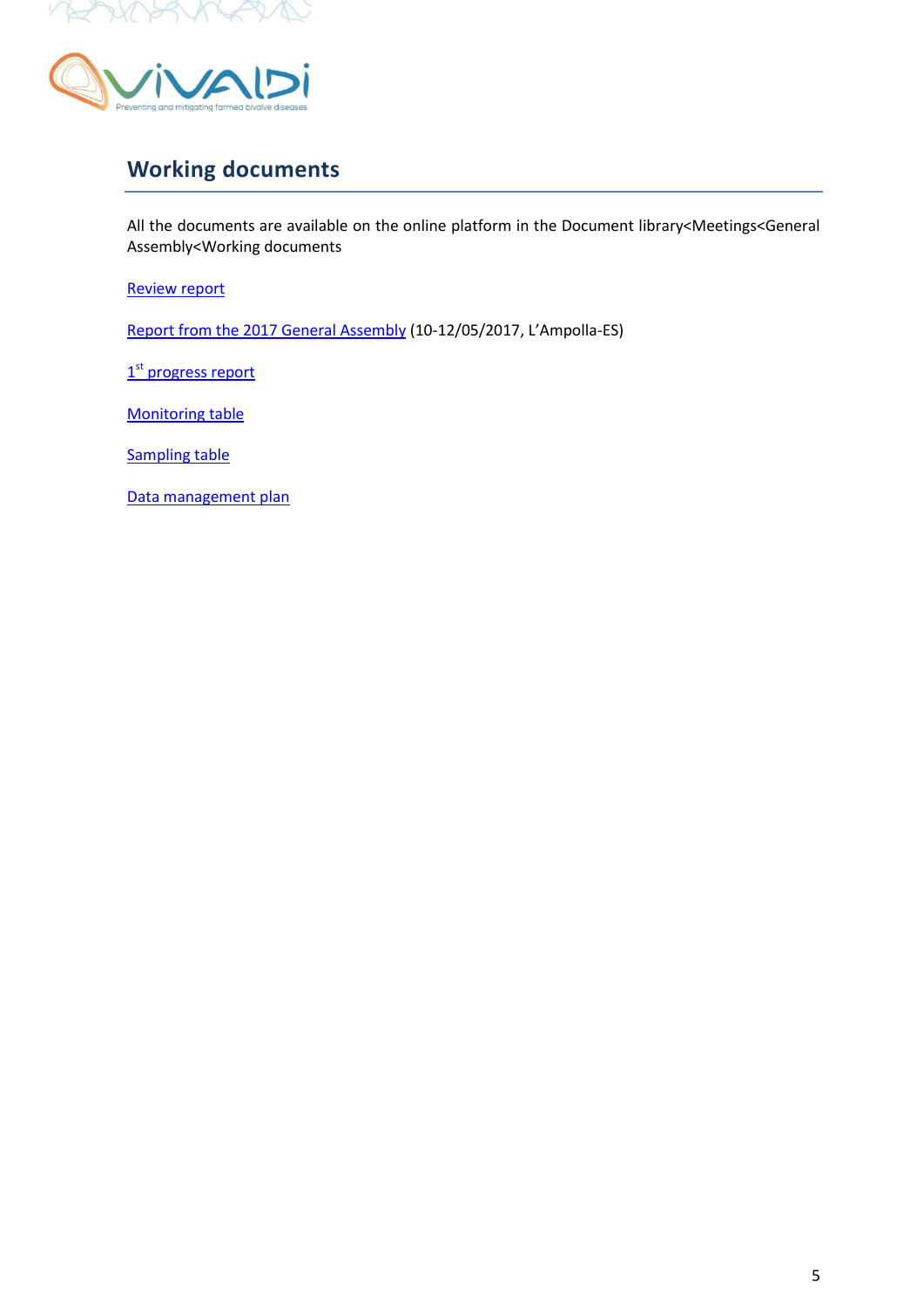## Working documents

All the documents are available on the online platform in the Document library<Meetings<General Assembly<Working documents

Review report

Report from the 2017 General Assembly (10-12/05/2017, L'Ampolla-ES)

1st progress report

Monitoring table

Sampling table

Data management plan